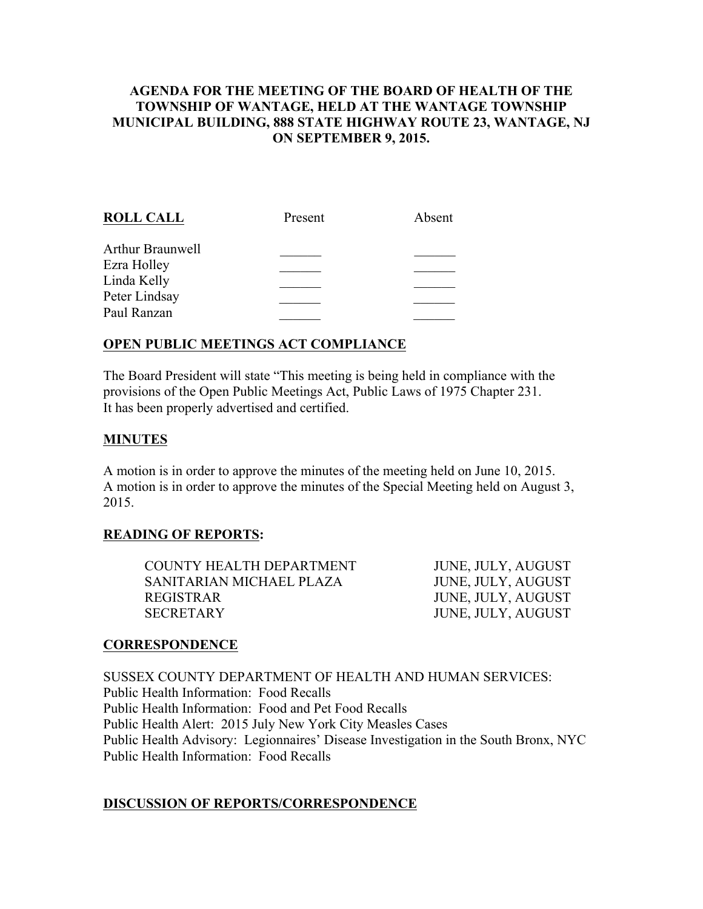**AGENDA FOR THE MEETING OF THE BOARD OF HEALTH OF THE TOWNSHIP OF WANTAGE, HELD AT THE WANTAGE TOWNSHIP MUNICIPAL BUILDING, 888 STATE HIGHWAY ROUTE 23, WANTAGE, NJ ON SEPTEMBER 9, 2015.**

| **ROLL CALL** | Present | Absent |
|---|---|---|
| Arthur Braunwell | ______ | ______ |
| Ezra Holley | ______ | ______ |
| Linda Kelly | ______ | ______ |
| Peter Lindsay | ______ | ______ |
| Paul Ranzan | ______ | ______ |

**OPEN PUBLIC MEETINGS ACT COMPLIANCE**

The Board President will state "This meeting is being held in compliance with the provisions of the Open Public Meetings Act, Public Laws of 1975 Chapter 231. It has been properly advertised and certified.

**MINUTES**

A motion is in order to approve the minutes of the meeting held on June 10, 2015.
A motion is in order to approve the minutes of the Special Meeting held on August 3, 2015.

**READING OF REPORTS:**

| | |
|---|---|
| COUNTY HEALTH DEPARTMENT | JUNE, JULY, AUGUST |
| SANITARIAN MICHAEL PLAZA | JUNE, JULY, AUGUST |
| REGISTRAR | JUNE, JULY, AUGUST |
| SECRETARY | JUNE, JULY, AUGUST |

**CORRESPONDENCE**

SUSSEX COUNTY DEPARTMENT OF HEALTH AND HUMAN SERVICES:
Public Health Information: Food Recalls
Public Health Information: Food and Pet Food Recalls
Public Health Alert: 2015 July New York City Measles Cases
Public Health Advisory: Legionnaires' Disease Investigation in the South Bronx, NYC
Public Health Information: Food Recalls

**DISCUSSION OF REPORTS/CORRESPONDENCE**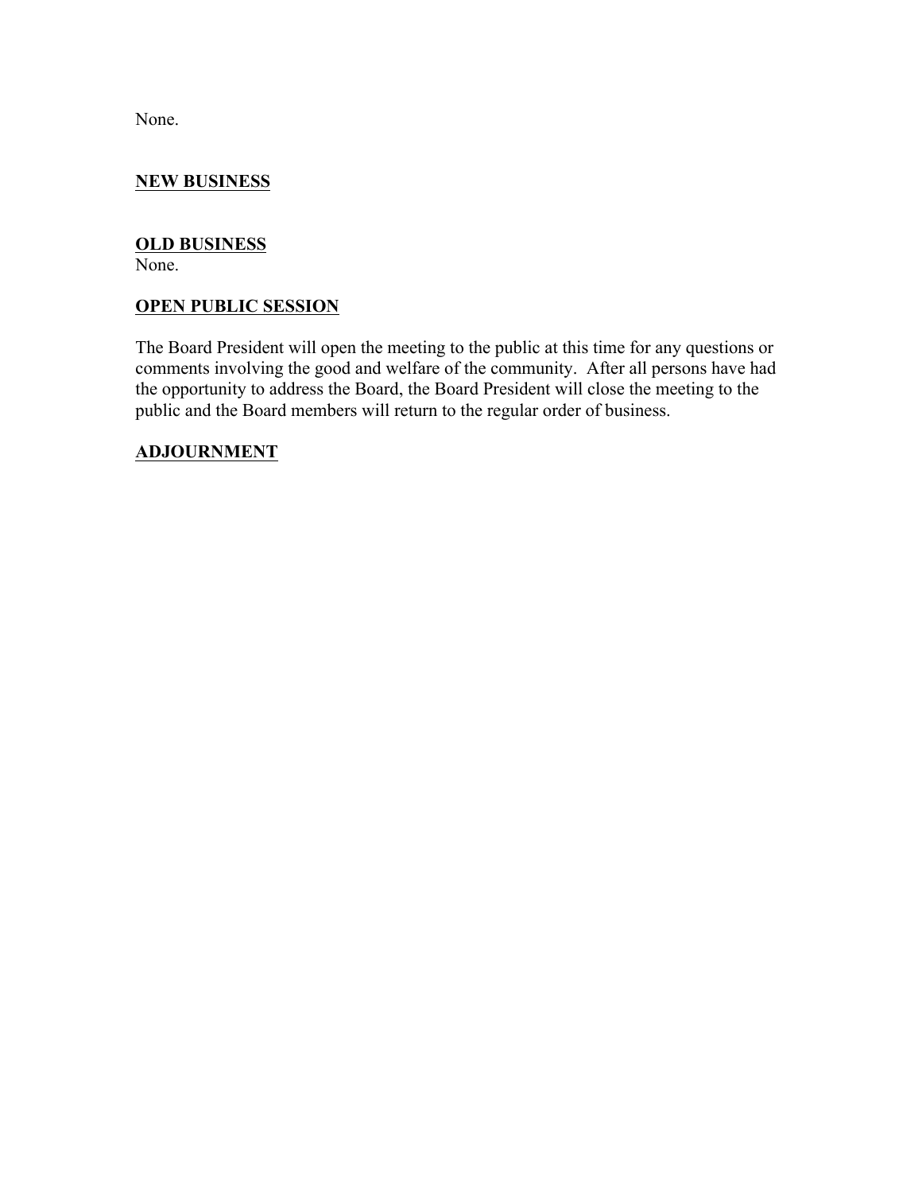None.

**NEW BUSINESS**

**OLD BUSINESS**
None.

**OPEN PUBLIC SESSION**

The Board President will open the meeting to the public at this time for any questions or comments involving the good and welfare of the community. After all persons have had the opportunity to address the Board, the Board President will close the meeting to the public and the Board members will return to the regular order of business.

**ADJOURNMENT**